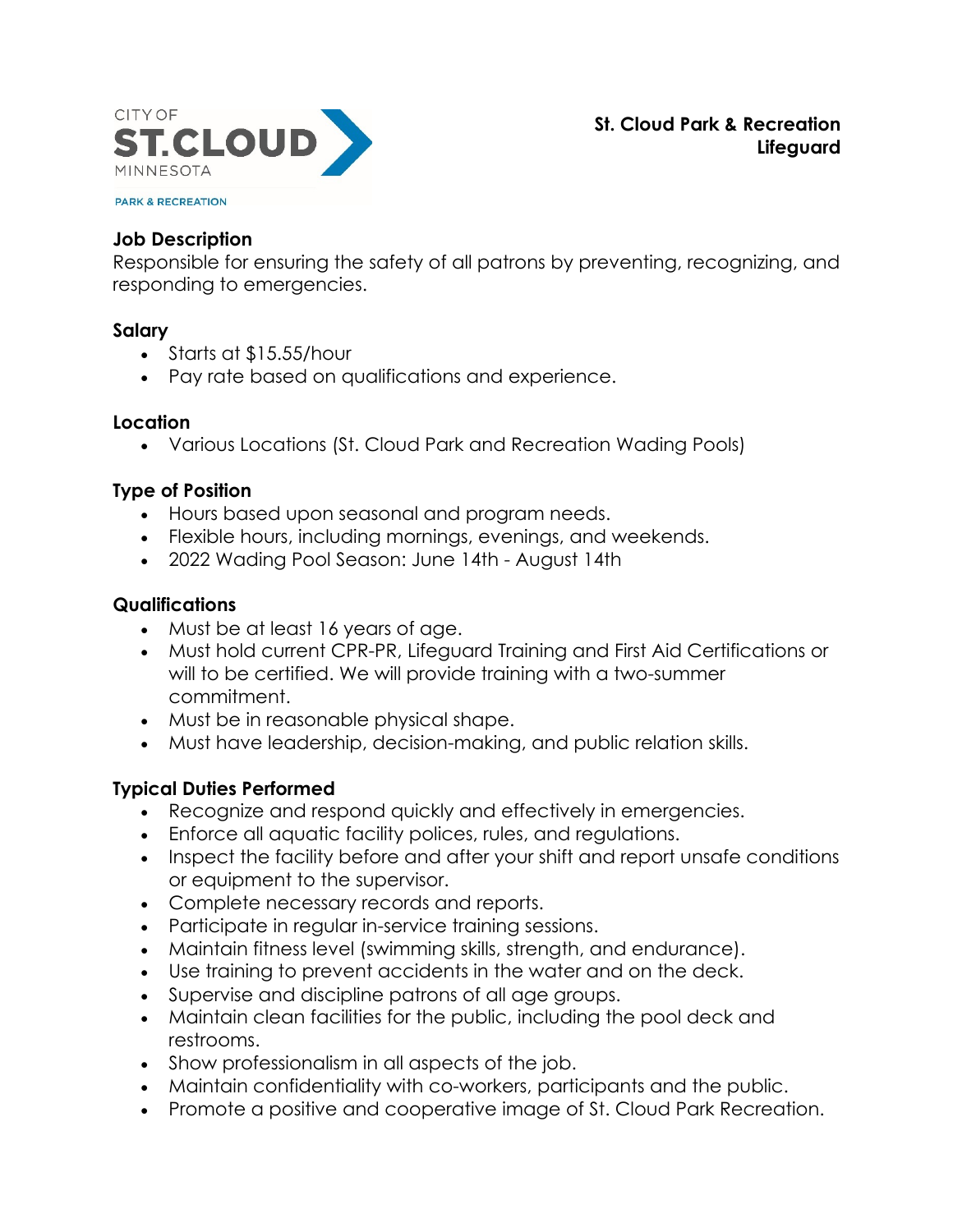CITY OF
ST.CLOUD
MINNESOTA
PARK & RECREATION

**St. Cloud Park & Recreation**
**Lifeguard**

## Job Description

Responsible for ensuring the safety of all patrons by preventing, recognizing, and responding to emergencies.

## Salary

- Starts at $15.55/hour
- Pay rate based on qualifications and experience.

## Location

- Various Locations (St. Cloud Park and Recreation Wading Pools)

## Type of Position

- Hours based upon seasonal and program needs.
- Flexible hours, including mornings, evenings, and weekends.
- 2022 Wading Pool Season: June 14th - August 14th

## Qualifications

- Must be at least 16 years of age.
- Must hold current CPR-PR, Lifeguard Training and First Aid Certifications or will to be certified. We will provide training with a two-summer commitment.
- Must be in reasonable physical shape.
- Must have leadership, decision-making, and public relation skills.

## Typical Duties Performed

- Recognize and respond quickly and effectively in emergencies.
- Enforce all aquatic facility polices, rules, and regulations.
- Inspect the facility before and after your shift and report unsafe conditions or equipment to the supervisor.
- Complete necessary records and reports.
- Participate in regular in-service training sessions.
- Maintain fitness level (swimming skills, strength, and endurance).
- Use training to prevent accidents in the water and on the deck.
- Supervise and discipline patrons of all age groups.
- Maintain clean facilities for the public, including the pool deck and restrooms.
- Show professionalism in all aspects of the job.
- Maintain confidentiality with co-workers, participants and the public.
- Promote a positive and cooperative image of St. Cloud Park Recreation.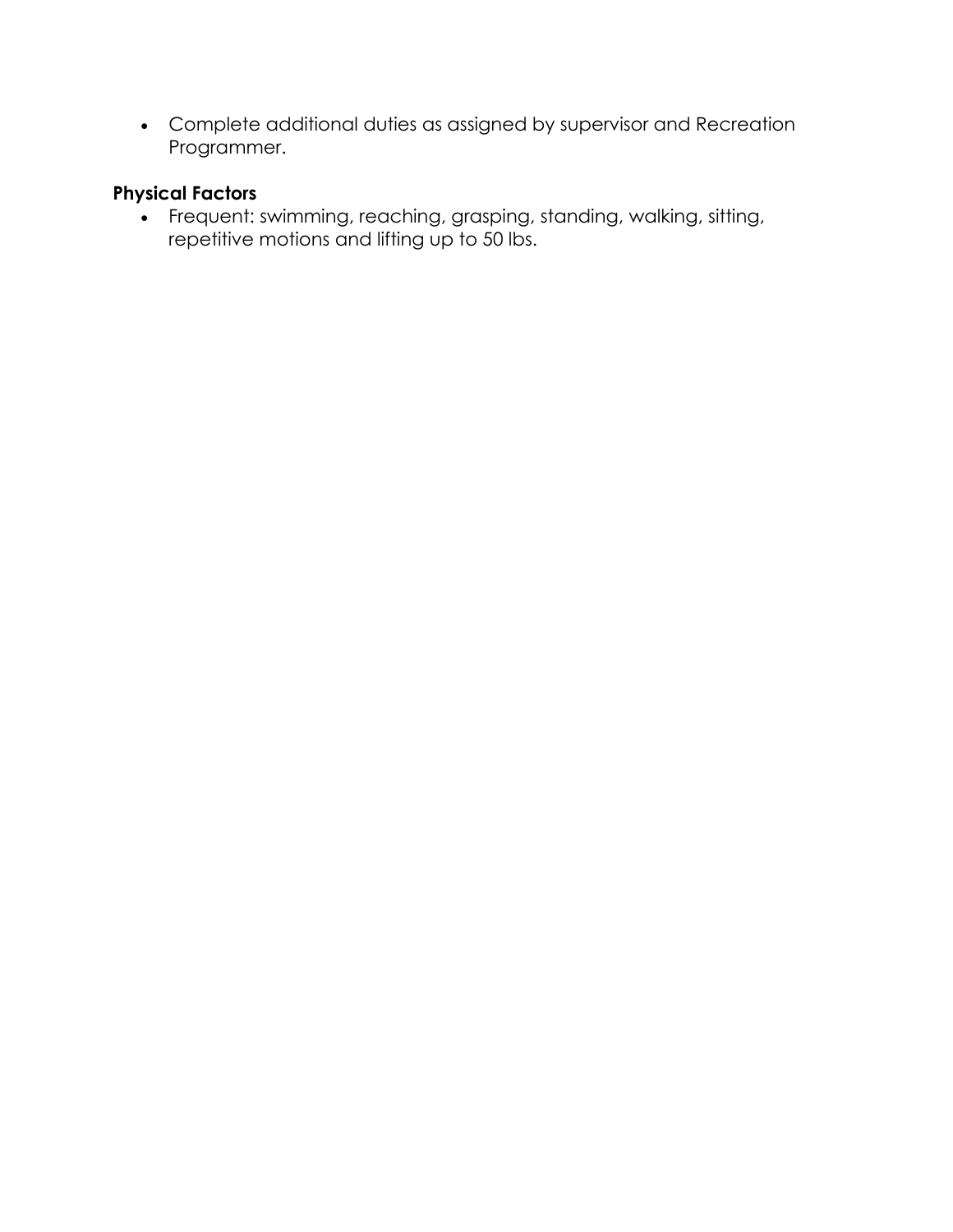- Complete additional duties as assigned by supervisor and Recreation Programmer.

**Physical Factors**

- Frequent: swimming, reaching, grasping, standing, walking, sitting, repetitive motions and lifting up to 50 lbs.